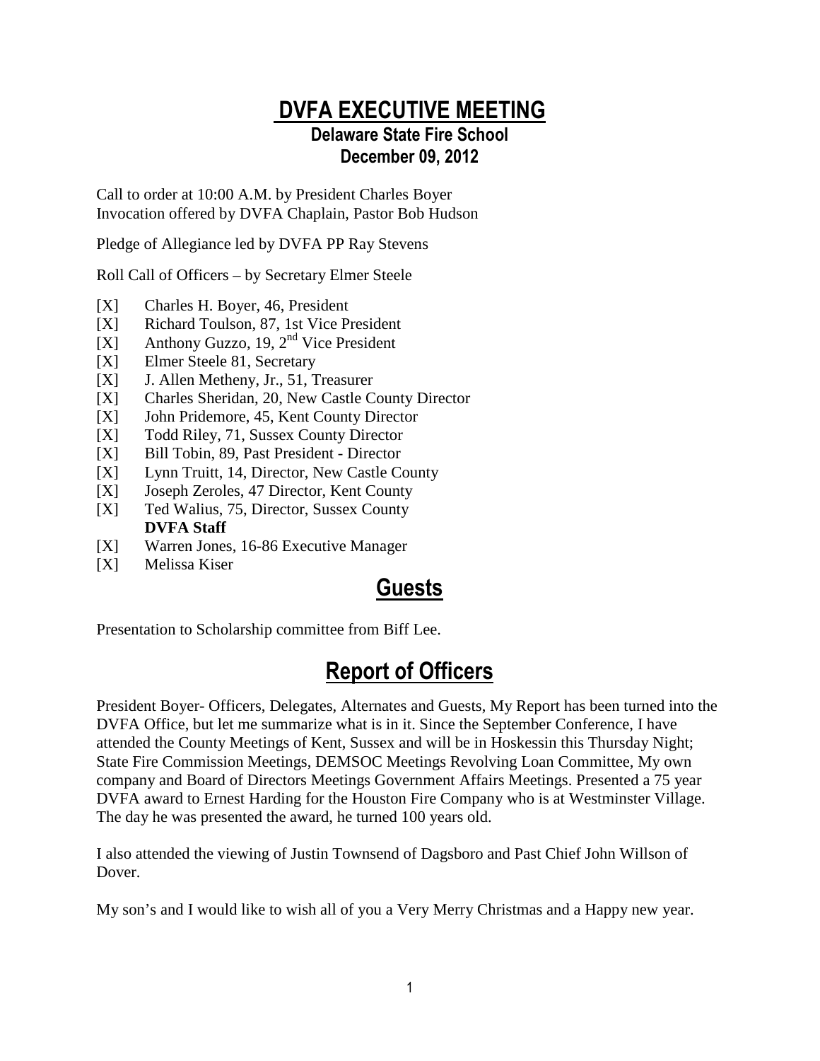# DVFA EXECUTIVE MEETING

## Delaware State Fire School
## December 09, 2012

Call to order at 10:00 A.M. by President Charles Boyer
Invocation offered by DVFA Chaplain, Pastor Bob Hudson

Pledge of Allegiance led by DVFA PP Ray Stevens

Roll Call of Officers – by Secretary Elmer Steele

- [X] Charles H. Boyer, 46, President
- [X] Richard Toulson, 87, 1st Vice President
- [X] Anthony Guzzo, 19, 2nd Vice President
- [X] Elmer Steele 81, Secretary
- [X] J. Allen Metheny, Jr., 51, Treasurer
- [X] Charles Sheridan, 20, New Castle County Director
- [X] John Pridemore, 45, Kent County Director
- [X] Todd Riley, 71, Sussex County Director
- [X] Bill Tobin, 89, Past President - Director
- [X] Lynn Truitt, 14, Director, New Castle County
- [X] Joseph Zeroles, 47 Director, Kent County
- [X] Ted Walius, 75, Director, Sussex County

**DVFA Staff**

- [X] Warren Jones, 16-86 Executive Manager
- [X] Melissa Kiser

# Guests

Presentation to Scholarship committee from Biff Lee.

# Report of Officers

President Boyer- Officers, Delegates, Alternates and Guests, My Report has been turned into the DVFA Office, but let me summarize what is in it. Since the September Conference, I have attended the County Meetings of Kent, Sussex and will be in Hoskessin this Thursday Night; State Fire Commission Meetings, DEMSOC Meetings Revolving Loan Committee, My own company and Board of Directors Meetings Government Affairs Meetings. Presented a 75 year DVFA award to Ernest Harding for the Houston Fire Company who is at Westminster Village. The day he was presented the award, he turned 100 years old.

I also attended the viewing of Justin Townsend of Dagsboro and Past Chief John Willson of Dover.

My son's and I would like to wish all of you a Very Merry Christmas and a Happy new year.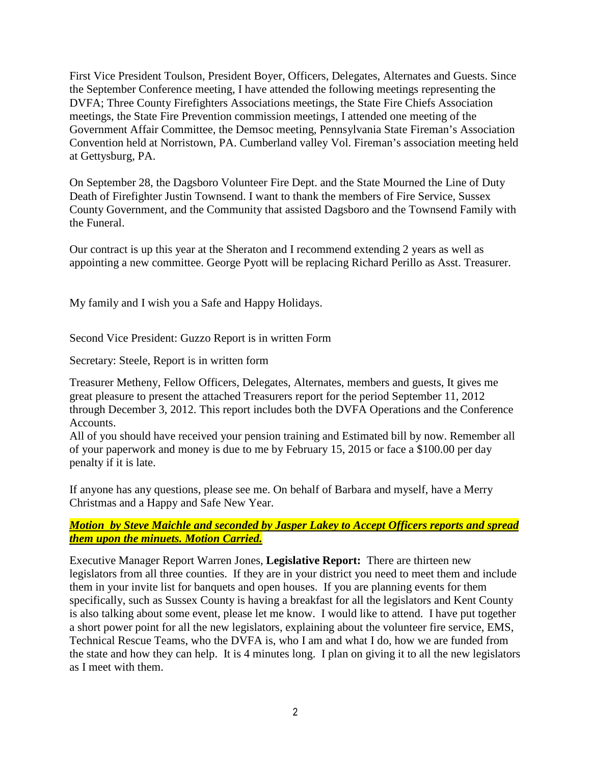First Vice President Toulson, President Boyer, Officers, Delegates, Alternates and Guests. Since the September Conference meeting, I have attended the following meetings representing the DVFA; Three County Firefighters Associations meetings, the State Fire Chiefs Association meetings, the State Fire Prevention commission meetings, I attended one meeting of the Government Affair Committee, the Demsoc meeting, Pennsylvania State Fireman's Association Convention held at Norristown, PA. Cumberland valley Vol. Fireman's association meeting held at Gettysburg, PA.

On September 28, the Dagsboro Volunteer Fire Dept. and the State Mourned the Line of Duty Death of Firefighter Justin Townsend. I want to thank the members of Fire Service, Sussex County Government, and the Community that assisted Dagsboro and the Townsend Family with the Funeral.

Our contract is up this year at the Sheraton and I recommend extending 2 years as well as appointing a new committee. George Pyott will be replacing Richard Perillo as Asst. Treasurer.

My family and I wish you a Safe and Happy Holidays.

Second Vice President: Guzzo Report is in written Form

Secretary: Steele, Report is in written form

Treasurer Metheny, Fellow Officers, Delegates, Alternates, members and guests, It gives me great pleasure to present the attached Treasurers report for the period September 11, 2012 through December 3, 2012. This report includes both the DVFA Operations and the Conference Accounts.
All of you should have received your pension training and Estimated bill by now. Remember all of your paperwork and money is due to me by February 15, 2015 or face a $100.00 per day penalty if it is late.

If anyone has any questions, please see me. On behalf of Barbara and myself, have a Merry Christmas and a Happy and Safe New Year.

***Motion by Steve Maichle and seconded by Jasper Lakey to Accept Officers reports and spread them upon the minuets. Motion Carried.***

Executive Manager Report Warren Jones, **Legislative Report:** There are thirteen new legislators from all three counties. If they are in your district you need to meet them and include them in your invite list for banquets and open houses. If you are planning events for them specifically, such as Sussex County is having a breakfast for all the legislators and Kent County is also talking about some event, please let me know. I would like to attend. I have put together a short power point for all the new legislators, explaining about the volunteer fire service, EMS, Technical Rescue Teams, who the DVFA is, who I am and what I do, how we are funded from the state and how they can help. It is 4 minutes long. I plan on giving it to all the new legislators as I meet with them.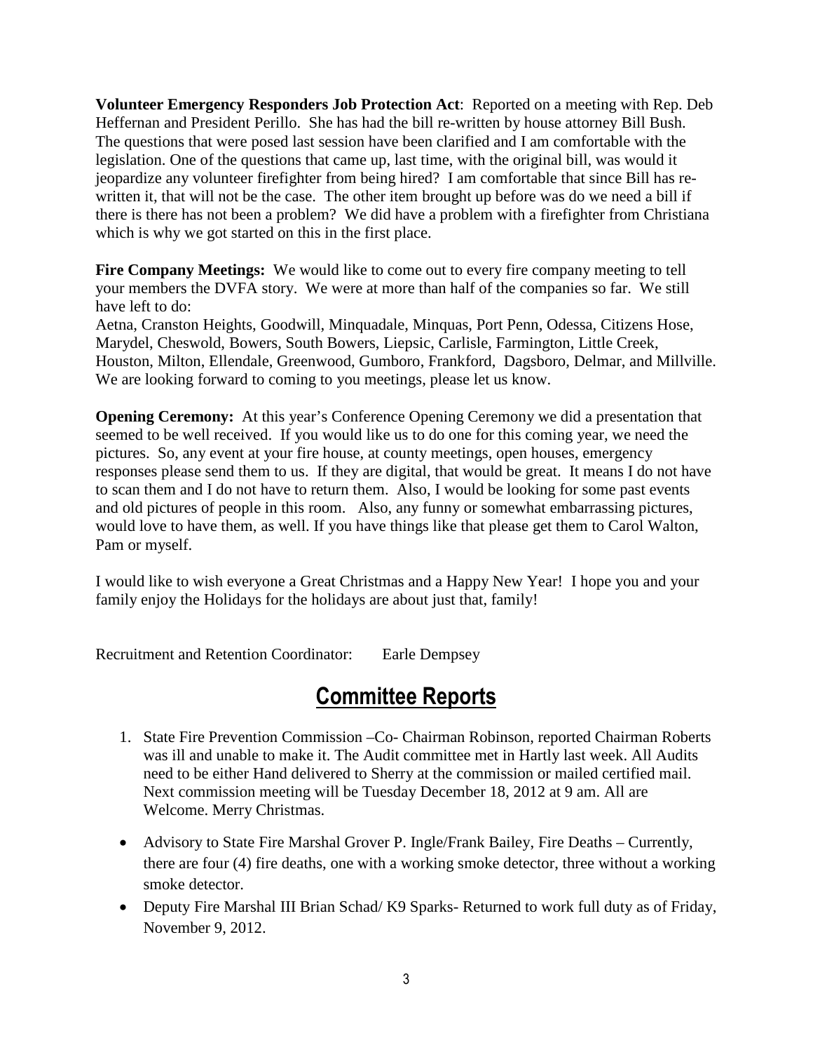**Volunteer Emergency Responders Job Protection Act**: Reported on a meeting with Rep. Deb Heffernan and President Perillo. She has had the bill re-written by house attorney Bill Bush. The questions that were posed last session have been clarified and I am comfortable with the legislation. One of the questions that came up, last time, with the original bill, was would it jeopardize any volunteer firefighter from being hired? I am comfortable that since Bill has re-written it, that will not be the case. The other item brought up before was do we need a bill if there is there has not been a problem? We did have a problem with a firefighter from Christiana which is why we got started on this in the first place.

**Fire Company Meetings:** We would like to come out to every fire company meeting to tell your members the DVFA story. We were at more than half of the companies so far. We still have left to do:
Aetna, Cranston Heights, Goodwill, Minquadale, Minquas, Port Penn, Odessa, Citizens Hose, Marydel, Cheswold, Bowers, South Bowers, Liepsic, Carlisle, Farmington, Little Creek, Houston, Milton, Ellendale, Greenwood, Gumboro, Frankford, Dagsboro, Delmar, and Millville. We are looking forward to coming to you meetings, please let us know.

**Opening Ceremony:** At this year's Conference Opening Ceremony we did a presentation that seemed to be well received. If you would like us to do one for this coming year, we need the pictures. So, any event at your fire house, at county meetings, open houses, emergency responses please send them to us. If they are digital, that would be great. It means I do not have to scan them and I do not have to return them. Also, I would be looking for some past events and old pictures of people in this room. Also, any funny or somewhat embarrassing pictures, would love to have them, as well. If you have things like that please get them to Carol Walton, Pam or myself.

I would like to wish everyone a Great Christmas and a Happy New Year! I hope you and your family enjoy the Holidays for the holidays are about just that, family!

Recruitment and Retention Coordinator: Earle Dempsey

## Committee Reports

1. State Fire Prevention Commission –Co- Chairman Robinson, reported Chairman Roberts was ill and unable to make it. The Audit committee met in Hartly last week. All Audits need to be either Hand delivered to Sherry at the commission or mailed certified mail. Next commission meeting will be Tuesday December 18, 2012 at 9 am. All are Welcome. Merry Christmas.

- Advisory to State Fire Marshal Grover P. Ingle/Frank Bailey, Fire Deaths – Currently, there are four (4) fire deaths, one with a working smoke detector, three without a working smoke detector.
- Deputy Fire Marshal III Brian Schad/ K9 Sparks- Returned to work full duty as of Friday, November 9, 2012.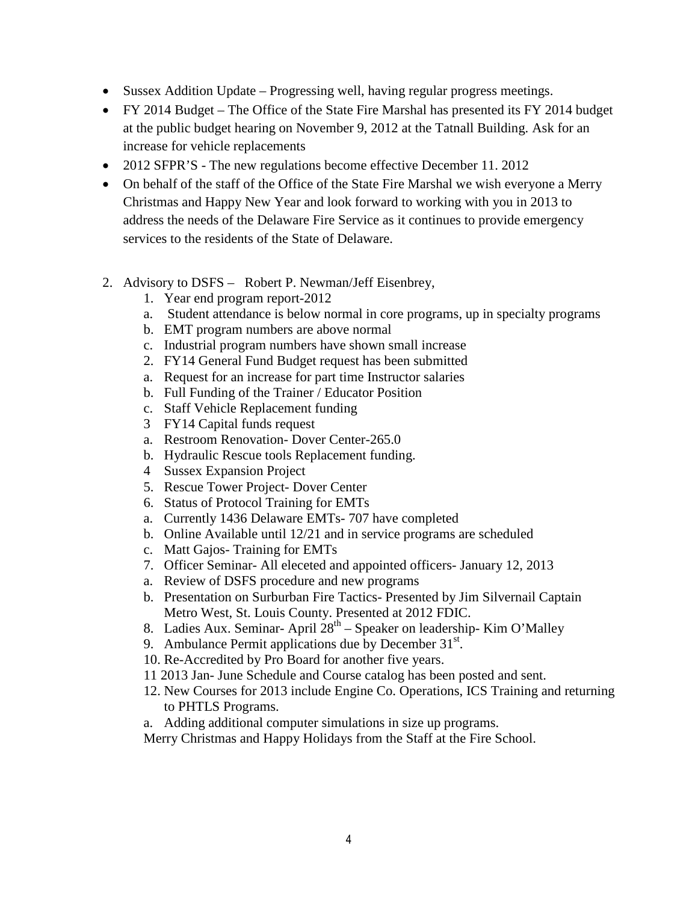- Sussex Addition Update – Progressing well, having regular progress meetings.
- FY 2014 Budget – The Office of the State Fire Marshal has presented its FY 2014 budget at the public budget hearing on November 9, 2012 at the Tatnall Building. Ask for an increase for vehicle replacements
- 2012 SFPR'S - The new regulations become effective December 11. 2012
- On behalf of the staff of the Office of the State Fire Marshal we wish everyone a Merry Christmas and Happy New Year and look forward to working with you in 2013 to address the needs of the Delaware Fire Service as it continues to provide emergency services to the residents of the State of Delaware.

2. Advisory to DSFS – Robert P. Newman/Jeff Eisenbrey,
   1. Year end program report-2012
   a. Student attendance is below normal in core programs, up in specialty programs
   b. EMT program numbers are above normal
   c. Industrial program numbers have shown small increase
   2. FY14 General Fund Budget request has been submitted
   a. Request for an increase for part time Instructor salaries
   b. Full Funding of the Trainer / Educator Position
   c. Staff Vehicle Replacement funding
   3 FY14 Capital funds request
   a. Restroom Renovation- Dover Center-265.0
   b. Hydraulic Rescue tools Replacement funding.
   4 Sussex Expansion Project
   5. Rescue Tower Project- Dover Center
   6. Status of Protocol Training for EMTs
   a. Currently 1436 Delaware EMTs- 707 have completed
   b. Online Available until 12/21 and in service programs are scheduled
   c. Matt Gajos- Training for EMTs
   7. Officer Seminar- All eleceted and appointed officers- January 12, 2013
   a. Review of DSFS procedure and new programs
   b. Presentation on Surburban Fire Tactics- Presented by Jim Silvernail Captain Metro West, St. Louis County. Presented at 2012 FDIC.
   8. Ladies Aux. Seminar- April 28th – Speaker on leadership- Kim O'Malley
   9. Ambulance Permit applications due by December 31st.
   10. Re-Accredited by Pro Board for another five years.
   11 2013 Jan- June Schedule and Course catalog has been posted and sent.
   12. New Courses for 2013 include Engine Co. Operations, ICS Training and returning to PHTLS Programs.
   a. Adding additional computer simulations in size up programs.

   Merry Christmas and Happy Holidays from the Staff at the Fire School.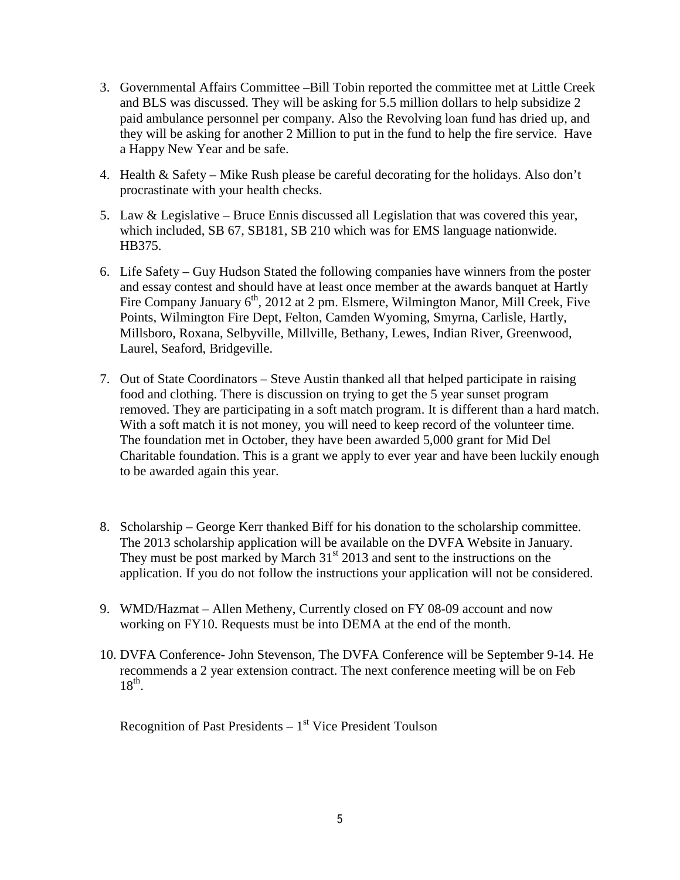3. Governmental Affairs Committee –Bill Tobin reported the committee met at Little Creek and BLS was discussed. They will be asking for 5.5 million dollars to help subsidize 2 paid ambulance personnel per company. Also the Revolving loan fund has dried up, and they will be asking for another 2 Million to put in the fund to help the fire service. Have a Happy New Year and be safe.

4. Health & Safety – Mike Rush please be careful decorating for the holidays. Also don't procrastinate with your health checks.

5. Law & Legislative – Bruce Ennis discussed all Legislation that was covered this year, which included, SB 67, SB181, SB 210 which was for EMS language nationwide. HB375.

6. Life Safety – Guy Hudson Stated the following companies have winners from the poster and essay contest and should have at least once member at the awards banquet at Hartly Fire Company January 6th, 2012 at 2 pm. Elsmere, Wilmington Manor, Mill Creek, Five Points, Wilmington Fire Dept, Felton, Camden Wyoming, Smyrna, Carlisle, Hartly, Millsboro, Roxana, Selbyville, Millville, Bethany, Lewes, Indian River, Greenwood, Laurel, Seaford, Bridgeville.

7. Out of State Coordinators – Steve Austin thanked all that helped participate in raising food and clothing. There is discussion on trying to get the 5 year sunset program removed. They are participating in a soft match program. It is different than a hard match. With a soft match it is not money, you will need to keep record of the volunteer time. The foundation met in October, they have been awarded 5,000 grant for Mid Del Charitable foundation. This is a grant we apply to ever year and have been luckily enough to be awarded again this year.

8. Scholarship – George Kerr thanked Biff for his donation to the scholarship committee. The 2013 scholarship application will be available on the DVFA Website in January. They must be post marked by March 31st 2013 and sent to the instructions on the application. If you do not follow the instructions your application will not be considered.

9. WMD/Hazmat – Allen Metheny, Currently closed on FY 08-09 account and now working on FY10. Requests must be into DEMA at the end of the month.

10. DVFA Conference- John Stevenson, The DVFA Conference will be September 9-14. He recommends a 2 year extension contract. The next conference meeting will be on Feb 18th.

Recognition of Past Presidents – 1st Vice President Toulson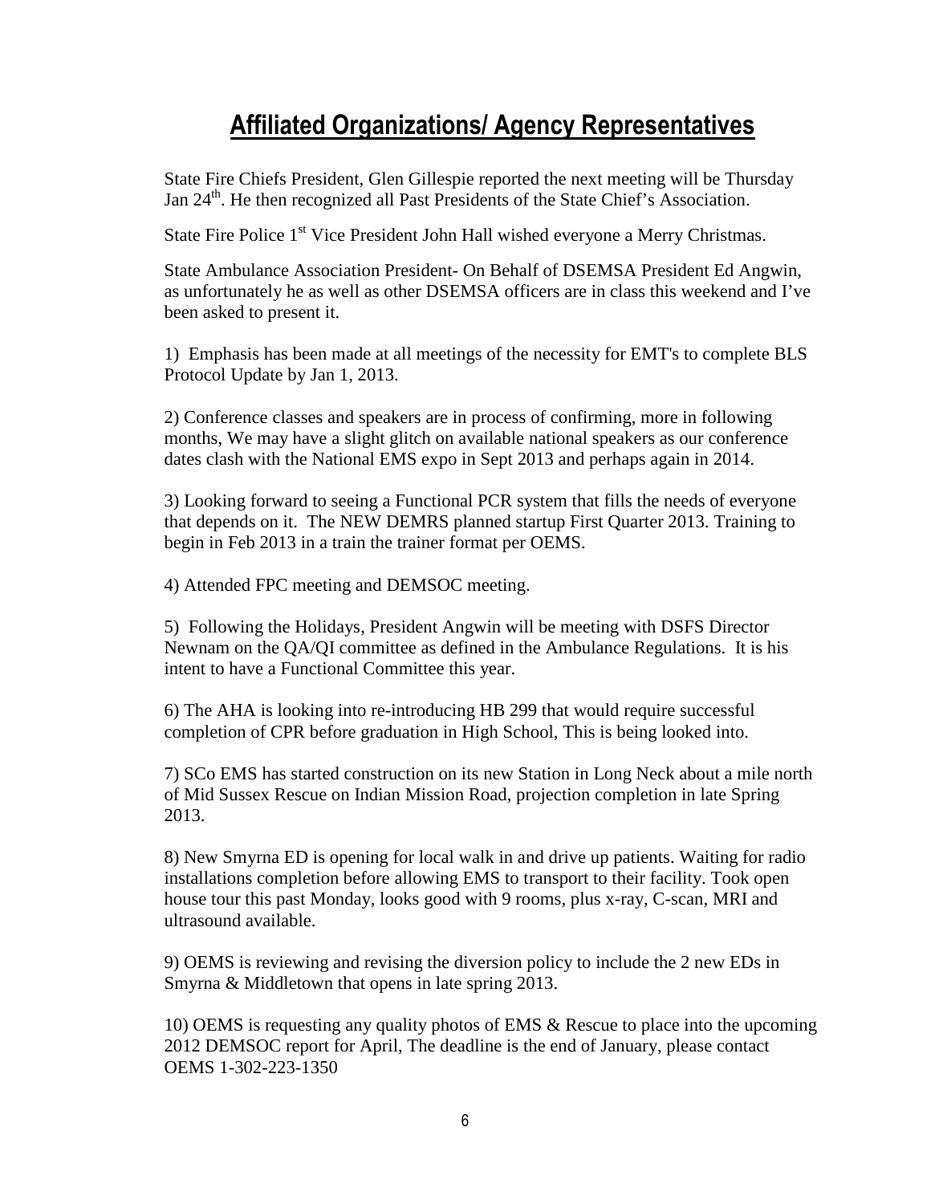# Affiliated Organizations/ Agency Representatives

State Fire Chiefs President, Glen Gillespie reported the next meeting will be Thursday Jan 24th. He then recognized all Past Presidents of the State Chief's Association.

State Fire Police 1st Vice President John Hall wished everyone a Merry Christmas.

State Ambulance Association President- On Behalf of DSEMSA President Ed Angwin, as unfortunately he as well as other DSEMSA officers are in class this weekend and I've been asked to present it.

1) Emphasis has been made at all meetings of the necessity for EMT's to complete BLS Protocol Update by Jan 1, 2013.

2) Conference classes and speakers are in process of confirming, more in following months, We may have a slight glitch on available national speakers as our conference dates clash with the National EMS expo in Sept 2013 and perhaps again in 2014.

3) Looking forward to seeing a Functional PCR system that fills the needs of everyone that depends on it. The NEW DEMRS planned startup First Quarter 2013. Training to begin in Feb 2013 in a train the trainer format per OEMS.

4) Attended FPC meeting and DEMSOC meeting.

5) Following the Holidays, President Angwin will be meeting with DSFS Director Newnam on the QA/QI committee as defined in the Ambulance Regulations. It is his intent to have a Functional Committee this year.

6) The AHA is looking into re-introducing HB 299 that would require successful completion of CPR before graduation in High School, This is being looked into.

7) SCo EMS has started construction on its new Station in Long Neck about a mile north of Mid Sussex Rescue on Indian Mission Road, projection completion in late Spring 2013.

8) New Smyrna ED is opening for local walk in and drive up patients. Waiting for radio installations completion before allowing EMS to transport to their facility. Took open house tour this past Monday, looks good with 9 rooms, plus x-ray, C-scan, MRI and ultrasound available.

9) OEMS is reviewing and revising the diversion policy to include the 2 new EDs in Smyrna & Middletown that opens in late spring 2013.

10) OEMS is requesting any quality photos of EMS & Rescue to place into the upcoming 2012 DEMSOC report for April, The deadline is the end of January, please contact OEMS 1-302-223-1350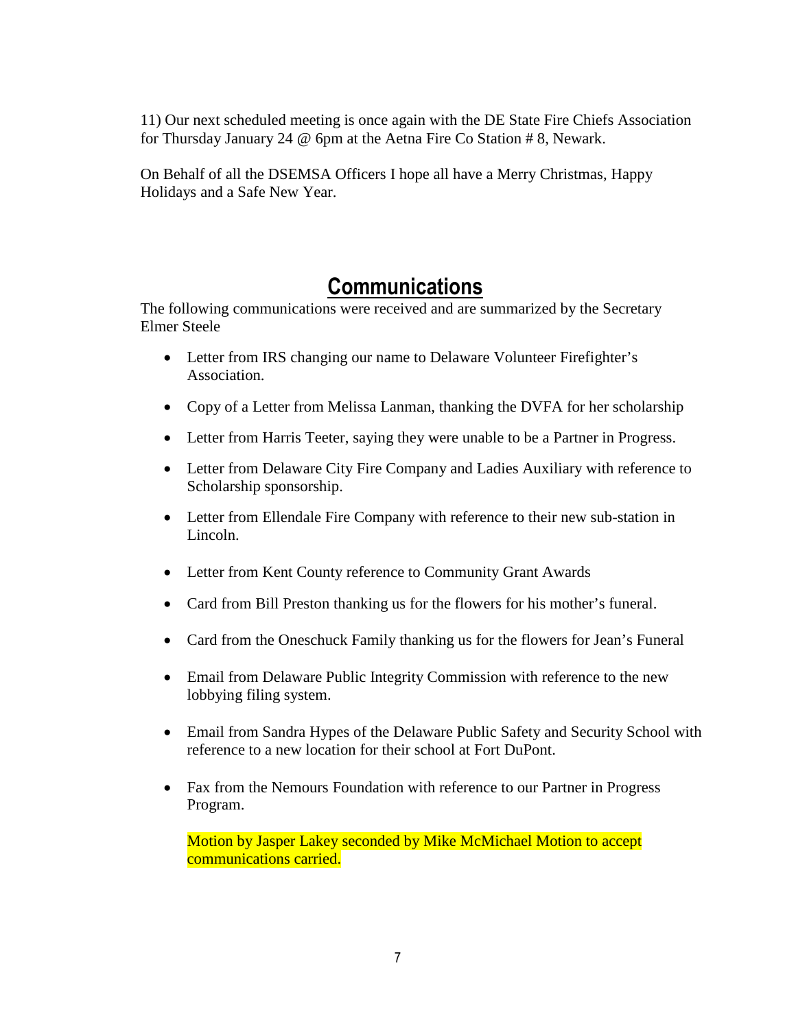11) Our next scheduled meeting is once again with the DE State Fire Chiefs Association for Thursday January 24 @ 6pm at the Aetna Fire Co Station # 8, Newark.

On Behalf of all the DSEMSA Officers I hope all have a Merry Christmas, Happy Holidays and a Safe New Year.

## Communications

The following communications were received and are summarized by the Secretary Elmer Steele

- Letter from IRS changing our name to Delaware Volunteer Firefighter's Association.
- Copy of a Letter from Melissa Lanman, thanking the DVFA for her scholarship
- Letter from Harris Teeter, saying they were unable to be a Partner in Progress.
- Letter from Delaware City Fire Company and Ladies Auxiliary with reference to Scholarship sponsorship.
- Letter from Ellendale Fire Company with reference to their new sub-station in Lincoln.
- Letter from Kent County reference to Community Grant Awards
- Card from Bill Preston thanking us for the flowers for his mother's funeral.
- Card from the Oneschuck Family thanking us for the flowers for Jean's Funeral
- Email from Delaware Public Integrity Commission with reference to the new lobbying filing system.
- Email from Sandra Hypes of the Delaware Public Safety and Security School with reference to a new location for their school at Fort DuPont.
- Fax from the Nemours Foundation with reference to our Partner in Progress Program.

  Motion by Jasper Lakey seconded by Mike McMichael Motion to accept communications carried.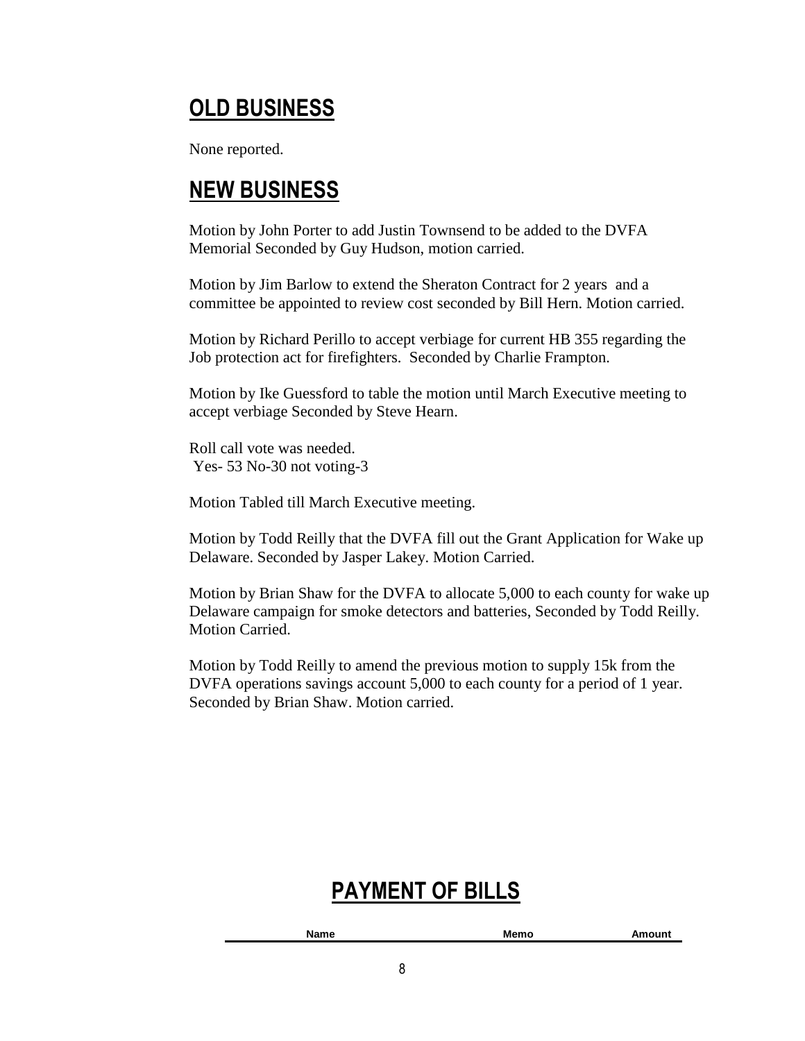## OLD BUSINESS

None reported.

## NEW BUSINESS

Motion by John Porter to add Justin Townsend to be added to the DVFA Memorial Seconded by Guy Hudson, motion carried.

Motion by Jim Barlow to extend the Sheraton Contract for 2 years and a committee be appointed to review cost seconded by Bill Hern. Motion carried.

Motion by Richard Perillo to accept verbiage for current HB 355 regarding the Job protection act for firefighters. Seconded by Charlie Frampton.

Motion by Ike Guessford to table the motion until March Executive meeting to accept verbiage Seconded by Steve Hearn.

Roll call vote was needed.
Yes- 53 No-30 not voting-3

Motion Tabled till March Executive meeting.

Motion by Todd Reilly that the DVFA fill out the Grant Application for Wake up Delaware. Seconded by Jasper Lakey. Motion Carried.

Motion by Brian Shaw for the DVFA to allocate 5,000 to each county for wake up Delaware campaign for smoke detectors and batteries, Seconded by Todd Reilly. Motion Carried.

Motion by Todd Reilly to amend the previous motion to supply 15k from the DVFA operations savings account 5,000 to each county for a period of 1 year. Seconded by Brian Shaw. Motion carried.

## PAYMENT OF BILLS

| Name | Memo | Amount |
|---|---|---|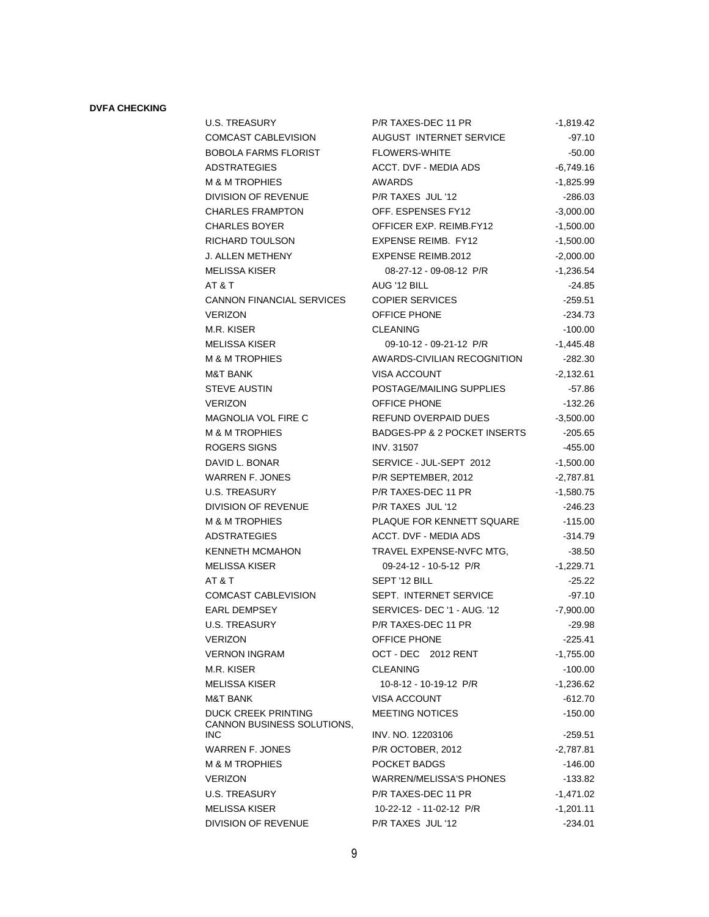**DVFA CHECKING**

| Payee | Description | Amount |
|---|---|---|
| U.S. TREASURY | P/R TAXES-DEC 11 PR | -1,819.42 |
| COMCAST CABLEVISION | AUGUST INTERNET SERVICE | -97.10 |
| BOBOLA FARMS FLORIST | FLOWERS-WHITE | -50.00 |
| ADSTRATEGIES | ACCT. DVF - MEDIA ADS | -6,749.16 |
| M & M TROPHIES | AWARDS | -1,825.99 |
| DIVISION OF REVENUE | P/R TAXES JUL '12 | -286.03 |
| CHARLES FRAMPTON | OFF. ESPENSES FY12 | -3,000.00 |
| CHARLES BOYER | OFFICER EXP. REIMB.FY12 | -1,500.00 |
| RICHARD TOULSON | EXPENSE REIMB. FY12 | -1,500.00 |
| J. ALLEN METHENY | EXPENSE REIMB.2012 | -2,000.00 |
| MELISSA KISER | 08-27-12 - 09-08-12 P/R | -1,236.54 |
| AT & T | AUG '12 BILL | -24.85 |
| CANNON FINANCIAL SERVICES | COPIER SERVICES | -259.51 |
| VERIZON | OFFICE PHONE | -234.73 |
| M.R. KISER | CLEANING | -100.00 |
| MELISSA KISER | 09-10-12 - 09-21-12 P/R | -1,445.48 |
| M & M TROPHIES | AWARDS-CIVILIAN RECOGNITION | -282.30 |
| M&T BANK | VISA ACCOUNT | -2,132.61 |
| STEVE AUSTIN | POSTAGE/MAILING SUPPLIES | -57.86 |
| VERIZON | OFFICE PHONE | -132.26 |
| MAGNOLIA VOL FIRE C | REFUND OVERPAID DUES | -3,500.00 |
| M & M TROPHIES | BADGES-PP & 2 POCKET INSERTS | -205.65 |
| ROGERS SIGNS | INV. 31507 | -455.00 |
| DAVID L. BONAR | SERVICE - JUL-SEPT 2012 | -1,500.00 |
| WARREN F. JONES | P/R SEPTEMBER, 2012 | -2,787.81 |
| U.S. TREASURY | P/R TAXES-DEC 11 PR | -1,580.75 |
| DIVISION OF REVENUE | P/R TAXES JUL '12 | -246.23 |
| M & M TROPHIES | PLAQUE FOR KENNETT SQUARE | -115.00 |
| ADSTRATEGIES | ACCT. DVF - MEDIA ADS | -314.79 |
| KENNETH MCMAHON | TRAVEL EXPENSE-NVFC MTG, | -38.50 |
| MELISSA KISER | 09-24-12 - 10-5-12 P/R | -1,229.71 |
| AT & T | SEPT '12 BILL | -25.22 |
| COMCAST CABLEVISION | SEPT. INTERNET SERVICE | -97.10 |
| EARL DEMPSEY | SERVICES- DEC '1 - AUG. '12 | -7,900.00 |
| U.S. TREASURY | P/R TAXES-DEC 11 PR | -29.98 |
| VERIZON | OFFICE PHONE | -225.41 |
| VERNON INGRAM | OCT - DEC 2012 RENT | -1,755.00 |
| M.R. KISER | CLEANING | -100.00 |
| MELISSA KISER | 10-8-12 - 10-19-12 P/R | -1,236.62 |
| M&T BANK | VISA ACCOUNT | -612.70 |
| DUCK CREEK PRINTING | MEETING NOTICES | -150.00 |
| CANNON BUSINESS SOLUTIONS, INC | INV. NO. 12203106 | -259.51 |
| WARREN F. JONES | P/R OCTOBER, 2012 | -2,787.81 |
| M & M TROPHIES | POCKET BADGS | -146.00 |
| VERIZON | WARREN/MELISSA'S PHONES | -133.82 |
| U.S. TREASURY | P/R TAXES-DEC 11 PR | -1,471.02 |
| MELISSA KISER | 10-22-12 - 11-02-12 P/R | -1,201.11 |
| DIVISION OF REVENUE | P/R TAXES JUL '12 | -234.01 |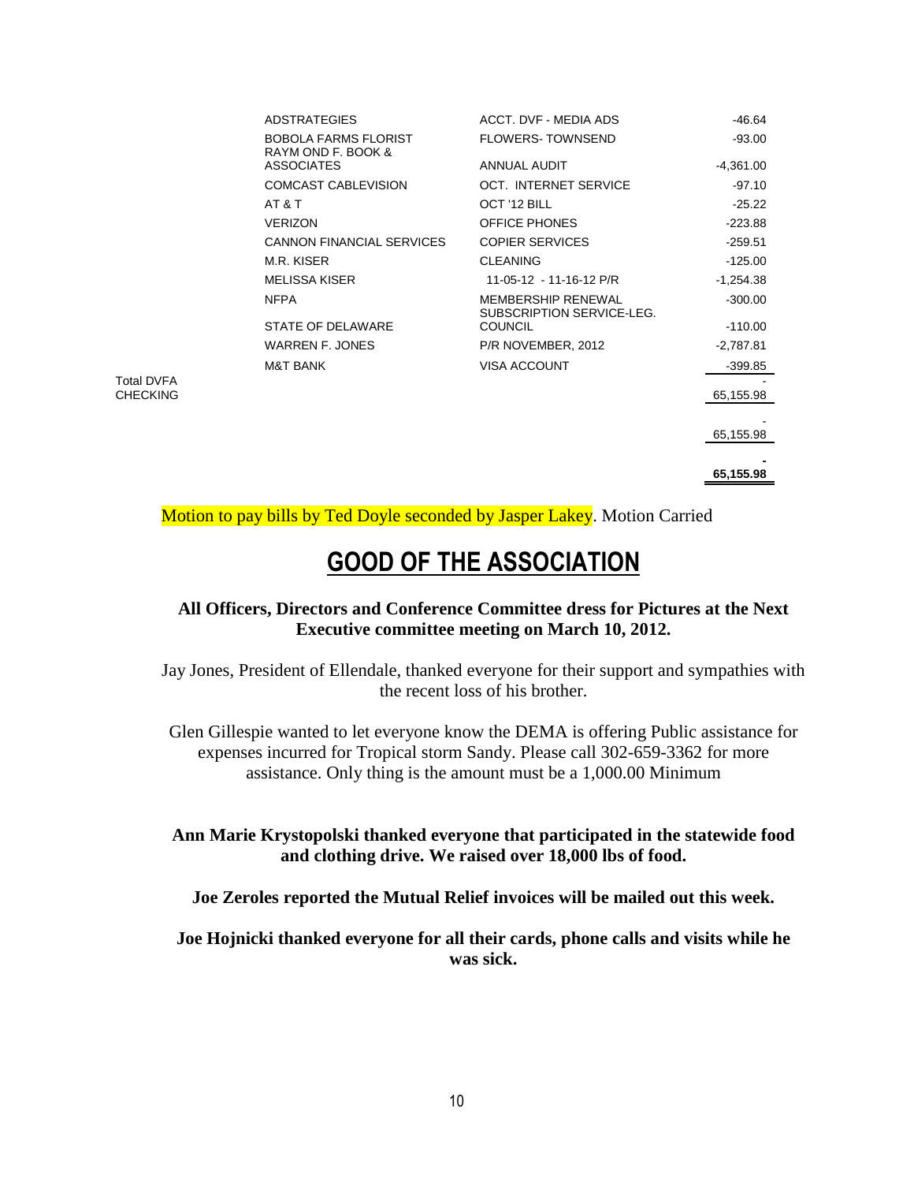| | | | |
|---|---|---|---|
| | ADSTRATEGIES | ACCT. DVF - MEDIA ADS | -46.64 |
| | BOBOLA FARMS FLORIST | FLOWERS- TOWNSEND | -93.00 |
| | RAYM OND F. BOOK & ASSOCIATES | ANNUAL AUDIT | -4,361.00 |
| | COMCAST CABLEVISION | OCT. INTERNET SERVICE | -97.10 |
| | AT & T | OCT '12 BILL | -25.22 |
| | VERIZON | OFFICE PHONES | -223.88 |
| | CANNON FINANCIAL SERVICES | COPIER SERVICES | -259.51 |
| | M.R. KISER | CLEANING | -125.00 |
| | MELISSA KISER | 11-05-12 - 11-16-12 P/R | -1,254.38 |
| | NFPA | MEMBERSHIP RENEWAL | -300.00 |
| | STATE OF DELAWARE | SUBSCRIPTION SERVICE-LEG. COUNCIL | -110.00 |
| | WARREN F. JONES | P/R NOVEMBER, 2012 | -2,787.81 |
| | M&T BANK | VISA ACCOUNT | -399.85 |
| Total DVFA CHECKING | | | - |
| | | | 65,155.98 |
| | | | - |
| | | | 65,155.98 |
| | | | - |
| | | | **65,155.98** |

Motion to pay bills by Ted Doyle seconded by Jasper Lakey. Motion Carried

# GOOD OF THE ASSOCIATION

**All Officers, Directors and Conference Committee dress for Pictures at the Next Executive committee meeting on March 10, 2012.**

Jay Jones, President of Ellendale, thanked everyone for their support and sympathies with the recent loss of his brother.

Glen Gillespie wanted to let everyone know the DEMA is offering Public assistance for expenses incurred for Tropical storm Sandy. Please call 302-659-3362 for more assistance. Only thing is the amount must be a 1,000.00 Minimum

**Ann Marie Krystopolski thanked everyone that participated in the statewide food and clothing drive. We raised over 18,000 lbs of food.**

**Joe Zeroles reported the Mutual Relief invoices will be mailed out this week.**

**Joe Hojnicki thanked everyone for all their cards, phone calls and visits while he was sick.**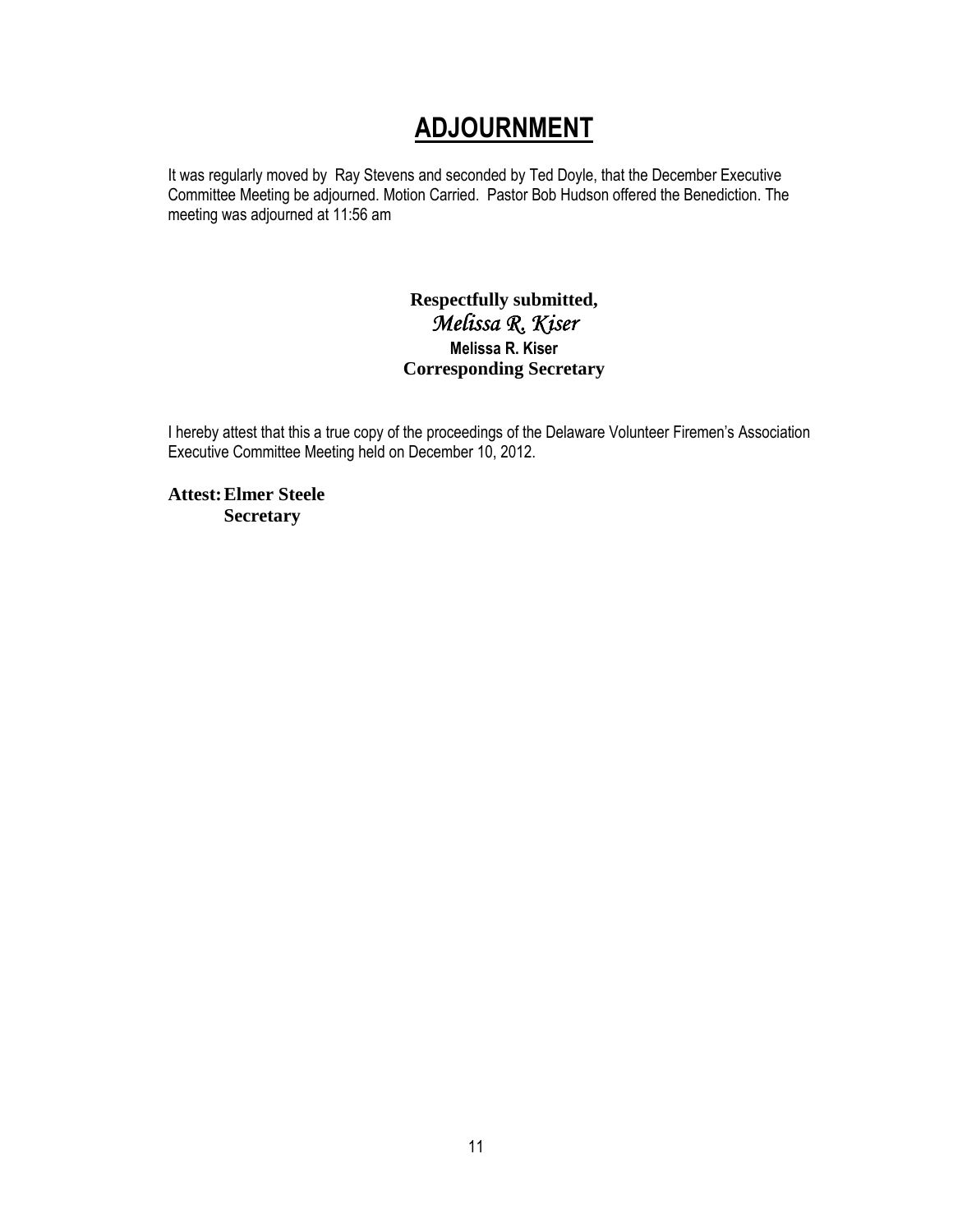# ADJOURNMENT

It was regularly moved by Ray Stevens and seconded by Ted Doyle, that the December Executive Committee Meeting be adjourned. Motion Carried. Pastor Bob Hudson offered the Benediction. The meeting was adjourned at 11:56 am

**Respectfully submitted,**

*Melissa R. Kiser*

**Melissa R. Kiser**

**Corresponding Secretary**

I hereby attest that this a true copy of the proceedings of the Delaware Volunteer Firemen's Association Executive Committee Meeting held on December 10, 2012.

**Attest: Elmer Steele**
**Secretary**